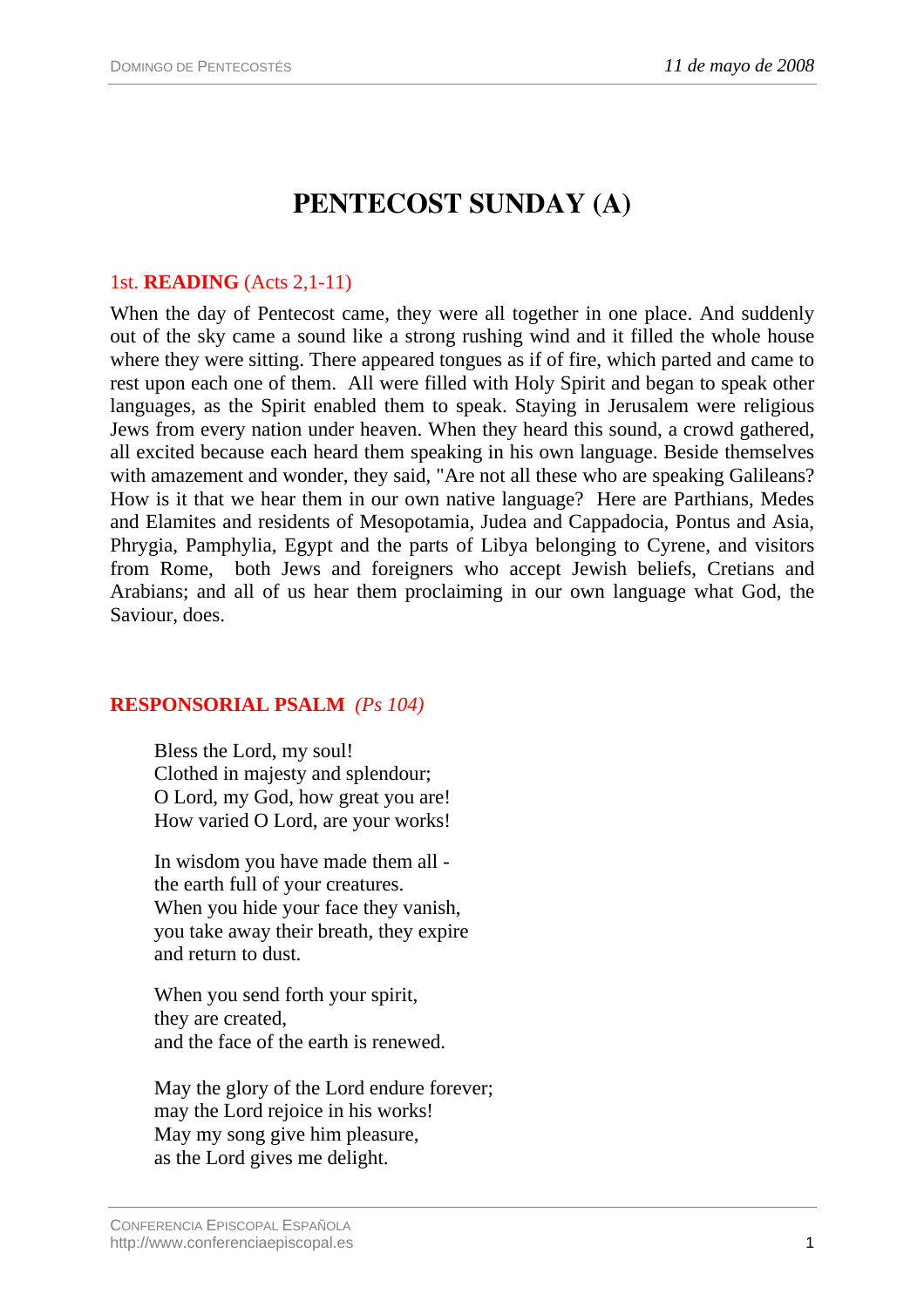# PENTECOST SUNDAY (A)

## 1st. **READING** (Acts 2,1-11)

When the day of Pentecost came, they were all together in one place. And suddenly out of the sky came a sound like a strong rushing wind and it filled the whole house where they were sitting. There appeared tongues as if of fire, which parted and came to rest upon each one of them. All were filled with Holy Spirit and began to speak other languages, as the Spirit enabled them to speak. Staying in Jerusalem were religious Jews from every nation under heaven. When they heard this sound, a crowd gathered, all excited because each heard them speaking in his own language. Beside themselves with amazement and wonder, they said, "Are not all these who are speaking Galileans? How is it that we hear them in our own native language? Here are Parthians, Medes and Elamites and residents of Mesopotamia, Judea and Cappadocia, Pontus and Asia, Phrygia, Pamphylia, Egypt and the parts of Libya belonging to Cyrene, and visitors from Rome, both Jews and foreigners who accept Jewish beliefs, Cretians and Arabians; and all of us hear them proclaiming in our own language what God, the Saviour, does.

## RESPONSORIAL PSALM *(Ps 104)*

Bless the Lord, my soul!
Clothed in majesty and splendour;
O Lord, my God, how great you are!
How varied O Lord, are your works!

In wisdom you have made them all -
the earth full of your creatures.
When you hide your face they vanish,
you take away their breath, they expire
and return to dust.

When you send forth your spirit,
they are created,
and the face of the earth is renewed.

May the glory of the Lord endure forever;
may the Lord rejoice in his works!
May my song give him pleasure,
as the Lord gives me delight.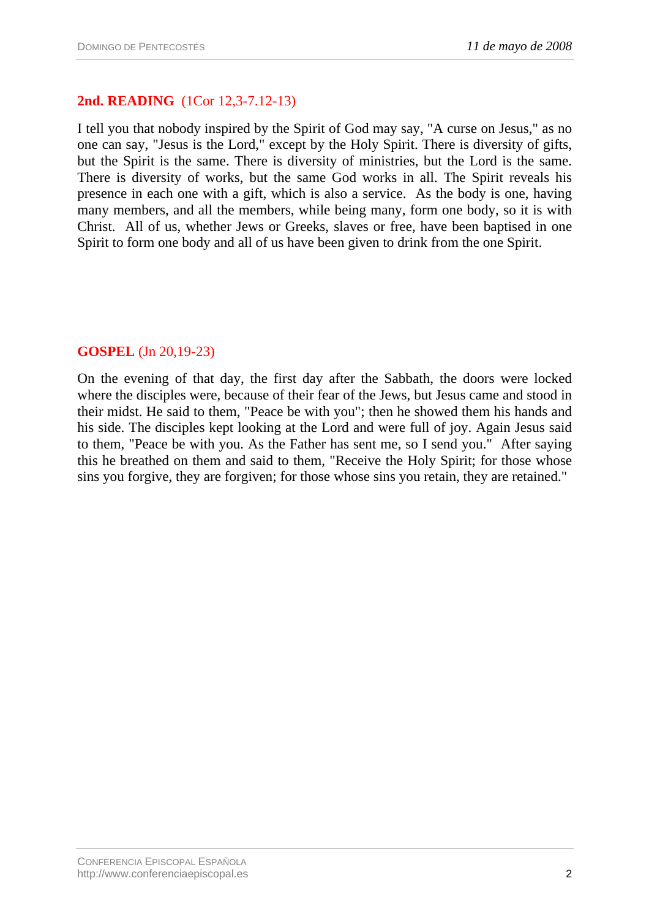## **2nd. READING** (1Cor 12,3-7.12-13)

I tell you that nobody inspired by the Spirit of God may say, "A curse on Jesus," as no one can say, "Jesus is the Lord," except by the Holy Spirit. There is diversity of gifts, but the Spirit is the same. There is diversity of ministries, but the Lord is the same. There is diversity of works, but the same God works in all. The Spirit reveals his presence in each one with a gift, which is also a service. As the body is one, having many members, and all the members, while being many, form one body, so it is with Christ. All of us, whether Jews or Greeks, slaves or free, have been baptised in one Spirit to form one body and all of us have been given to drink from the one Spirit.

## **GOSPEL** (Jn 20,19-23)

On the evening of that day, the first day after the Sabbath, the doors were locked where the disciples were, because of their fear of the Jews, but Jesus came and stood in their midst. He said to them, "Peace be with you"; then he showed them his hands and his side. The disciples kept looking at the Lord and were full of joy. Again Jesus said to them, "Peace be with you. As the Father has sent me, so I send you." After saying this he breathed on them and said to them, "Receive the Holy Spirit; for those whose sins you forgive, they are forgiven; for those whose sins you retain, they are retained."